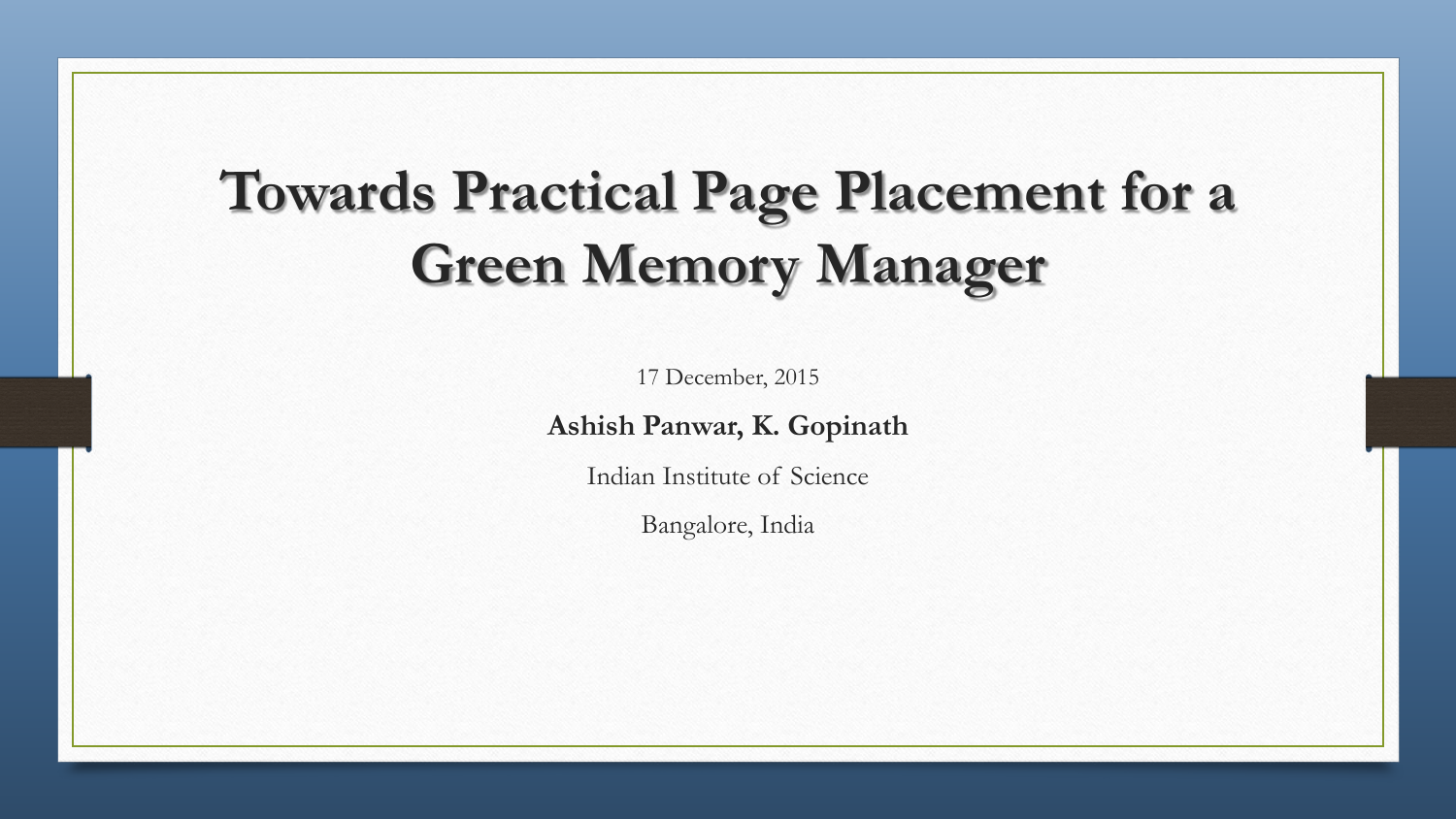# Towards Practical Page Placement for a Green Memory Manager

17 December, 2015

**Ashish Panwar, K. Gopinath**

Indian Institute of Science

Bangalore, India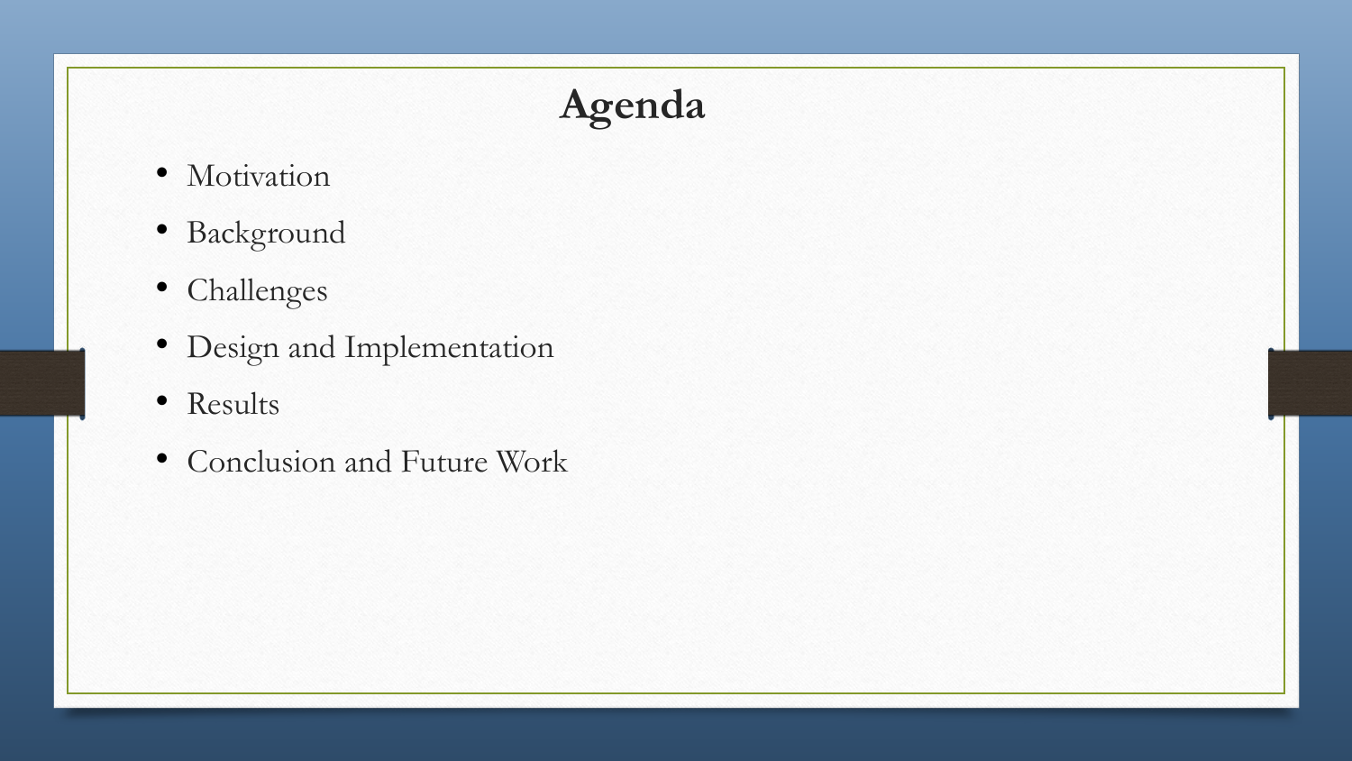# Agenda

- Motivation
- Background
- Challenges
- Design and Implementation
- Results
- Conclusion and Future Work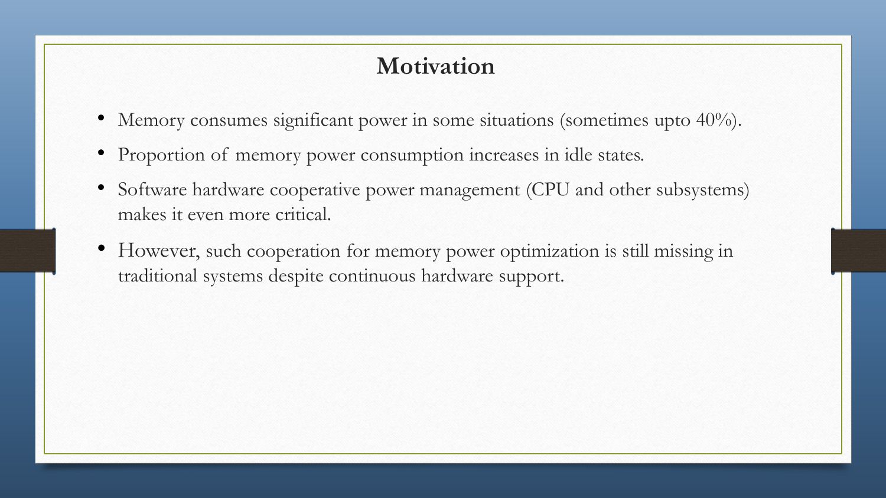# Motivation

- Memory consumes significant power in some situations (sometimes upto 40%).
- Proportion of memory power consumption increases in idle states.
- Software hardware cooperative power management (CPU and other subsystems) makes it even more critical.
- However, such cooperation for memory power optimization is still missing in traditional systems despite continuous hardware support.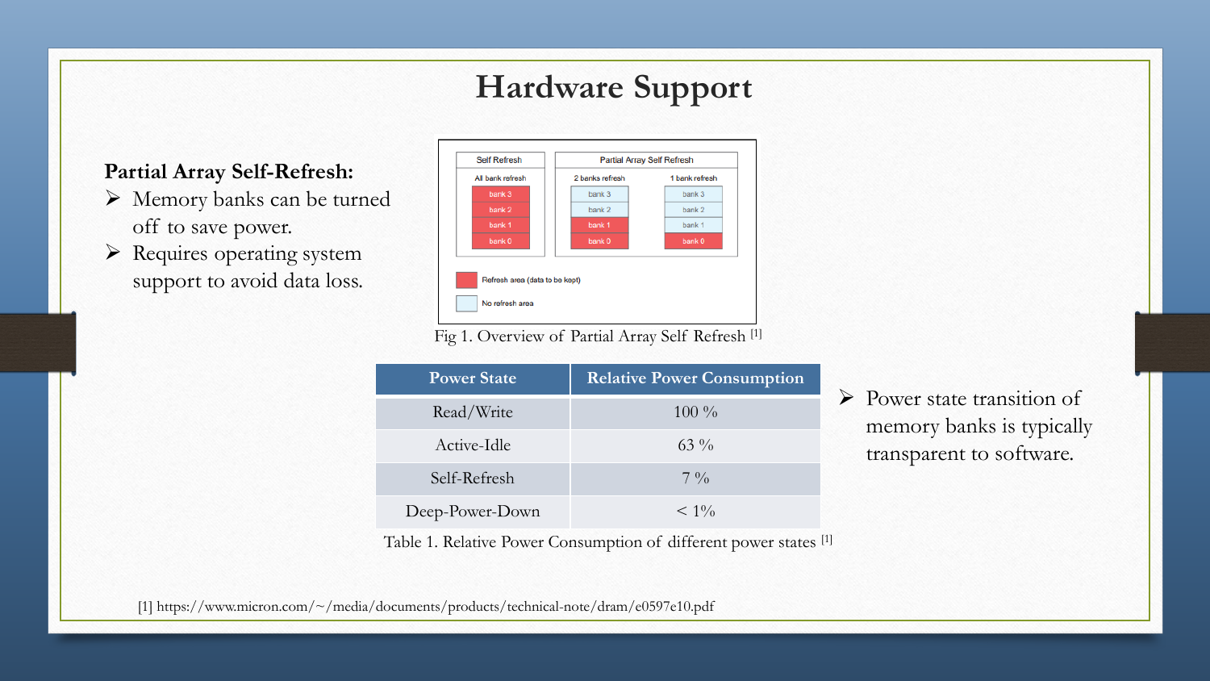# Hardware Support

**Partial Array Self-Refresh:**

- Memory banks can be turned off to save power.
- Requires operating system support to avoid data loss.

Fig 1. Overview of Partial Array Self Refresh [1]

| Power State | Relative Power Consumption |
| --- | --- |
| Read/Write | 100 % |
| Active-Idle | 63 % |
| Self-Refresh | 7 % |
| Deep-Power-Down | < 1% |

Table 1. Relative Power Consumption of different power states [1]

- Power state transition of memory banks is typically transparent to software.

[1] https://www.micron.com/~/media/documents/products/technical-note/dram/e0597e10.pdf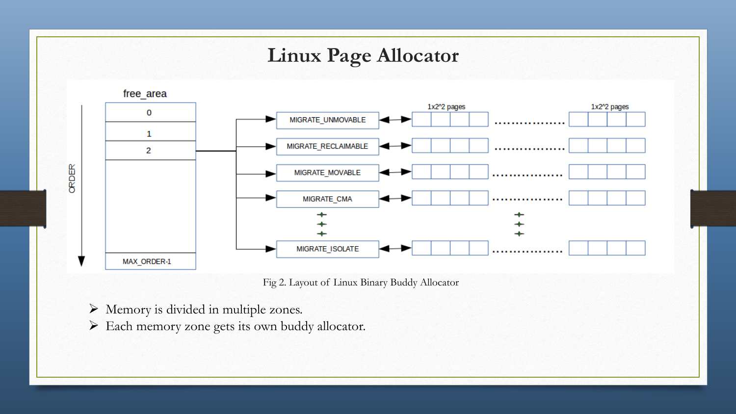# Linux Page Allocator

Fig 2. Layout of Linux Binary Buddy Allocator

- Memory is divided in multiple zones.
- Each memory zone gets its own buddy allocator.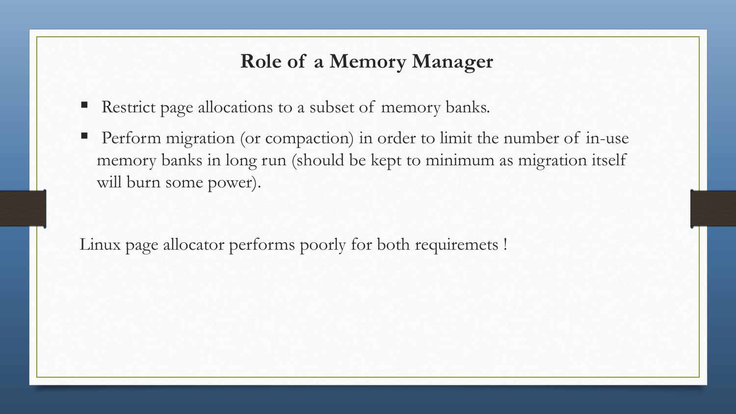# Role of a Memory Manager

- Restrict page allocations to a subset of memory banks.
- Perform migration (or compaction) in order to limit the number of in-use memory banks in long run (should be kept to minimum as migration itself will burn some power).

Linux page allocator performs poorly for both requiremets !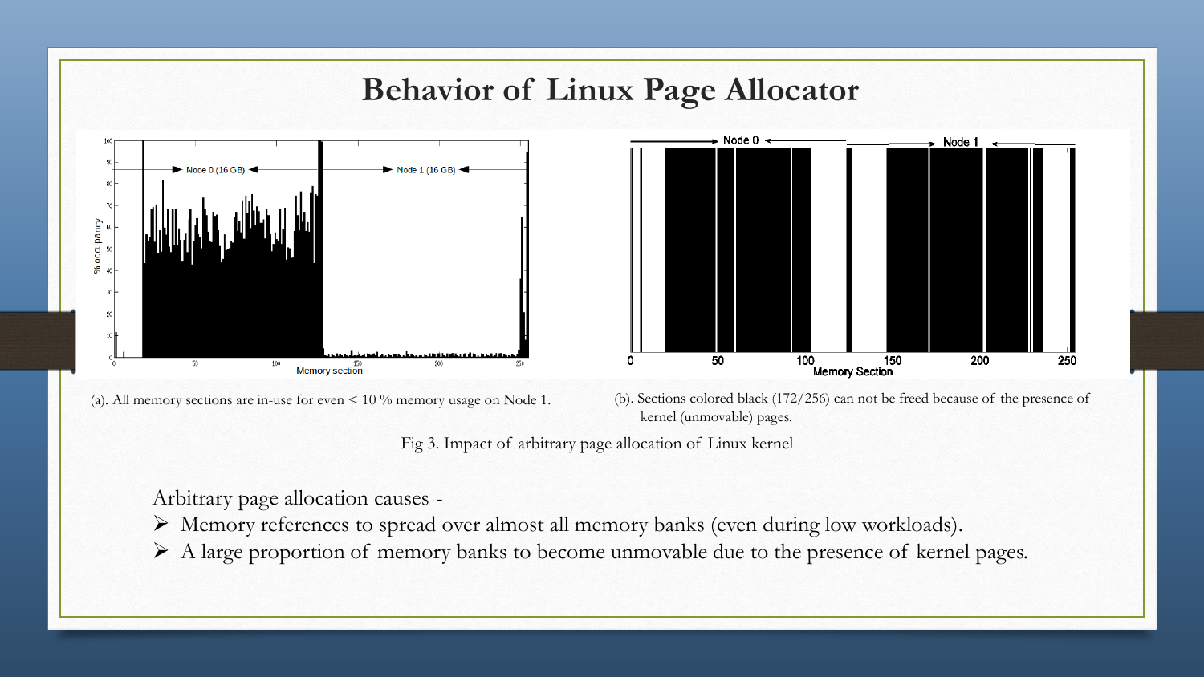# Behavior of Linux Page Allocator

(a). All memory sections are in-use for even < 10 % memory usage on Node 1.

(b). Sections colored black (172/256) can not be freed because of the presence of kernel (unmovable) pages.

Fig 3. Impact of arbitrary page allocation of Linux kernel

Arbitrary page allocation causes -

- Memory references to spread over almost all memory banks (even during low workloads).
- A large proportion of memory banks to become unmovable due to the presence of kernel pages.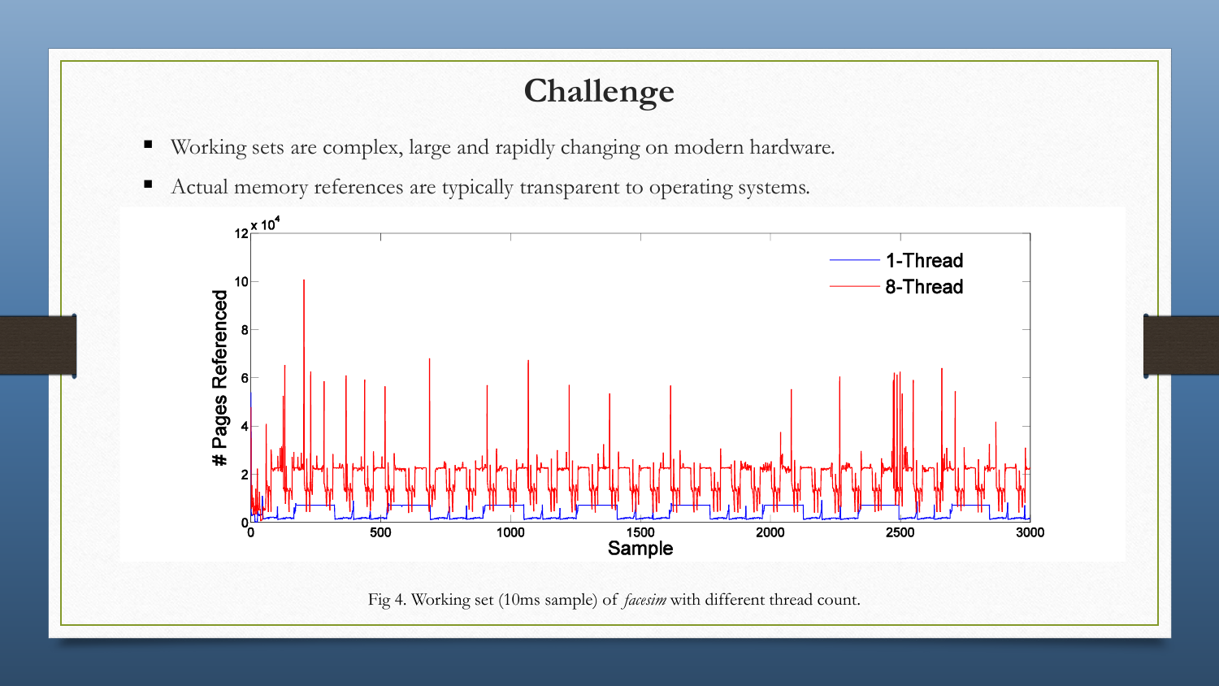# Challenge

- Working sets are complex, large and rapidly changing on modern hardware.
- Actual memory references are typically transparent to operating systems.

Fig 4. Working set (10ms sample) of *facesim* with different thread count.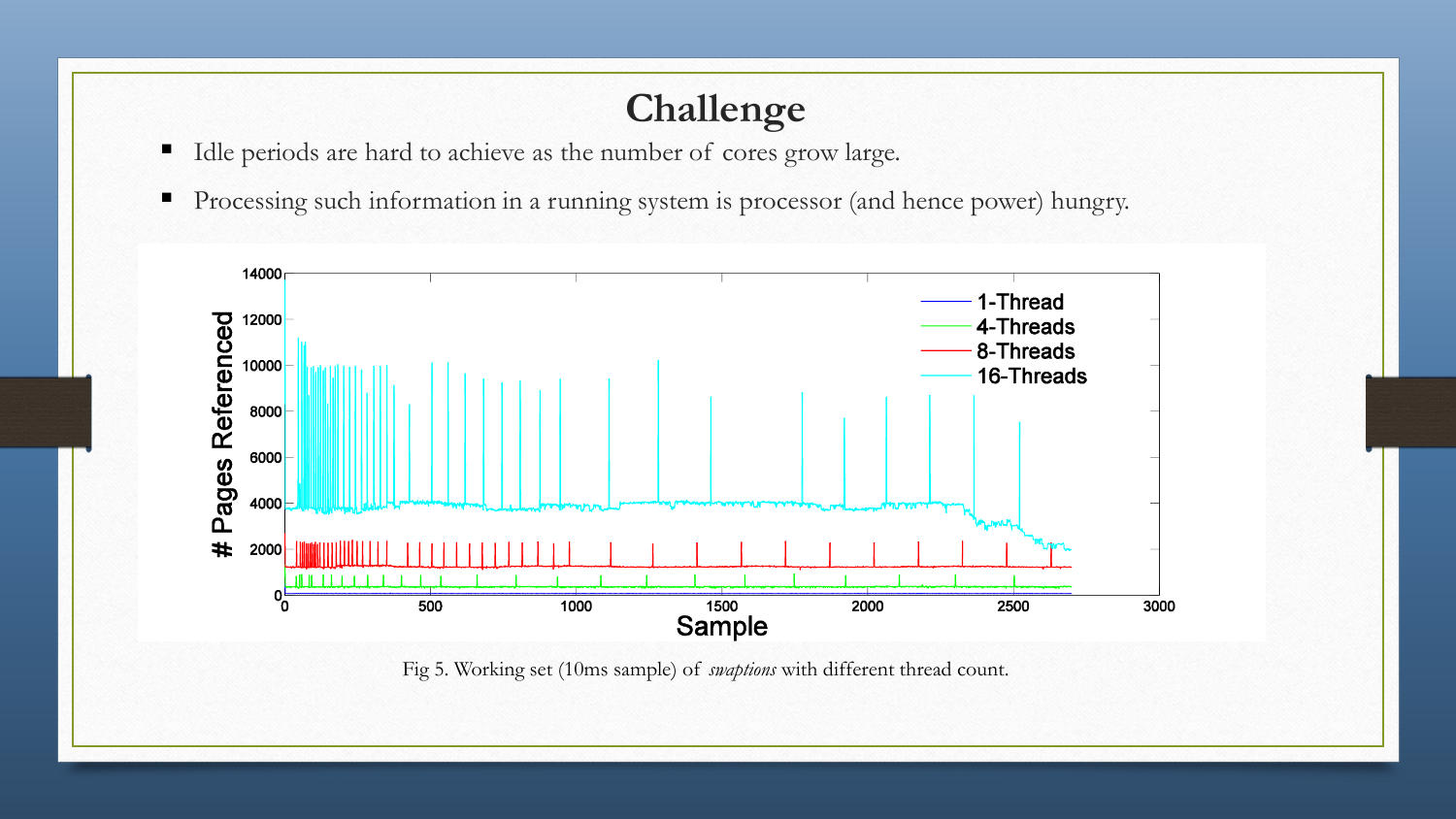# Challenge

- Idle periods are hard to achieve as the number of cores grow large.
- Processing such information in a running system is processor (and hence power) hungry.

Fig 5. Working set (10ms sample) of *swaptions* with different thread count.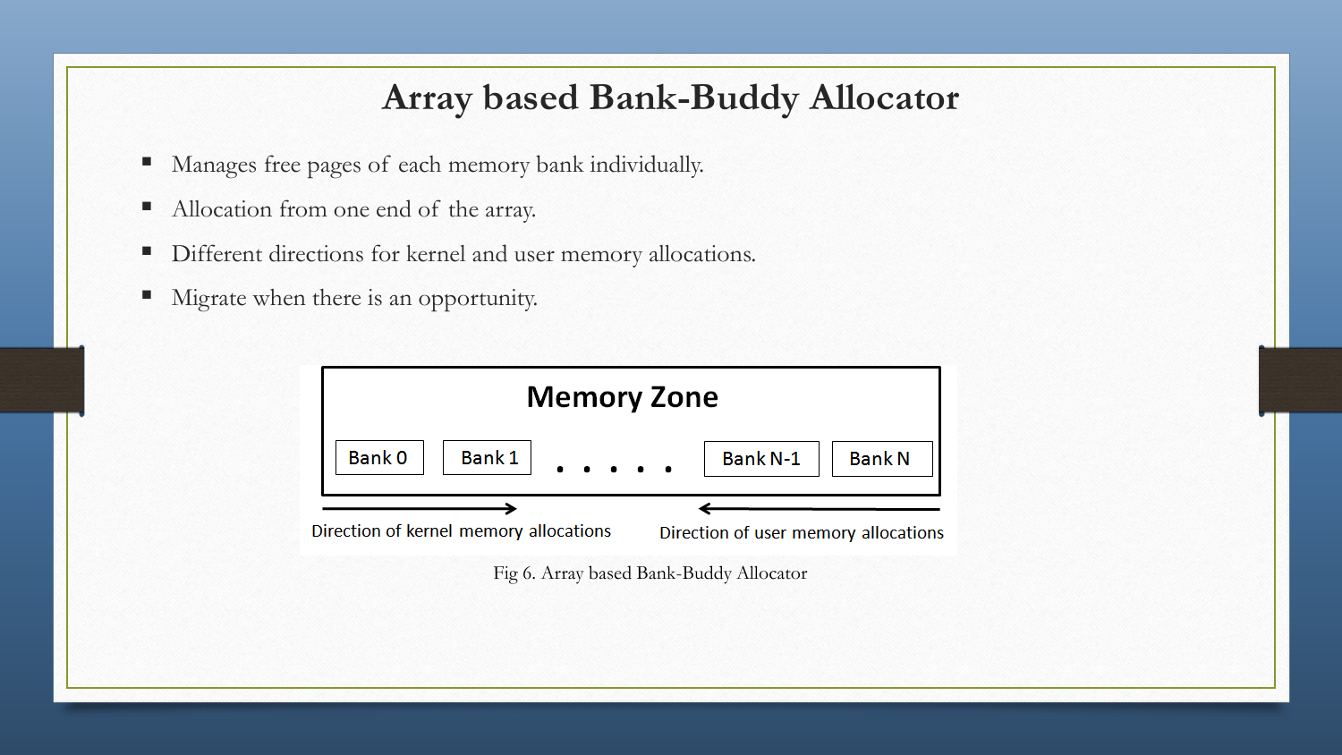# Array based Bank-Buddy Allocator

- Manages free pages of each memory bank individually.
- Allocation from one end of the array.
- Different directions for kernel and user memory allocations.
- Migrate when there is an opportunity.

Memory Zone

Bank 0 | Bank 1 | . . . . . | Bank N-1 | Bank N

Direction of kernel memory allocations →

← Direction of user memory allocations

Fig 6. Array based Bank-Buddy Allocator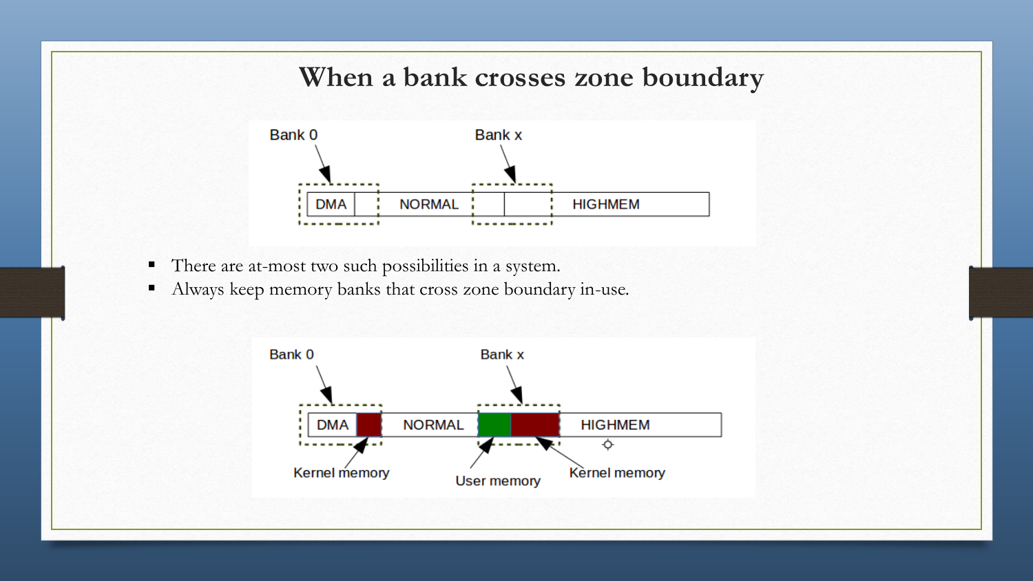# When a bank crosses zone boundary

- There are at-most two such possibilities in a system.
- Always keep memory banks that cross zone boundary in-use.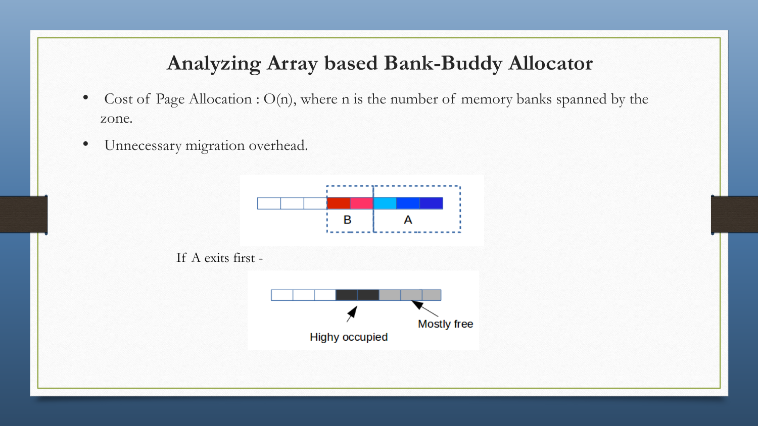# Analyzing Array based Bank-Buddy Allocator

- Cost of Page Allocation : O(n), where n is the number of memory banks spanned by the zone.
- Unnecessary migration overhead.

If A exits first -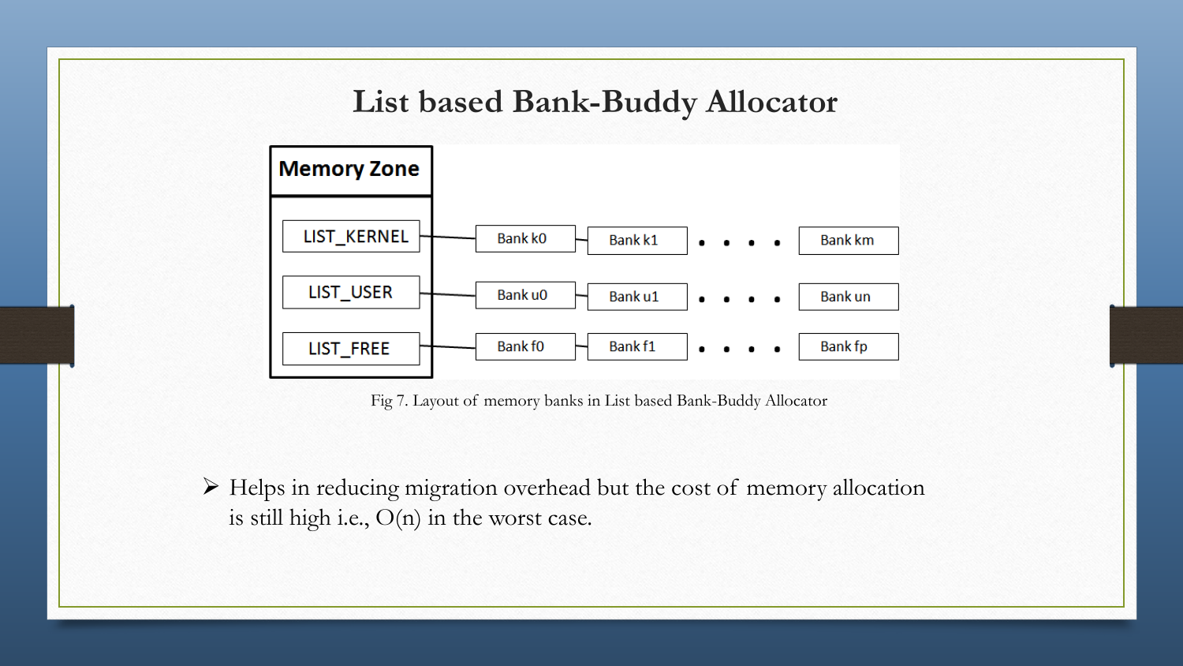# List based Bank-Buddy Allocator

Memory Zone

LIST_KERNEL — Bank k0 — Bank k1 • • • • Bank km

LIST_USER — Bank u0 — Bank u1 • • • • Bank un

LIST_FREE — Bank f0 — Bank f1 • • • • Bank fp

Fig 7. Layout of memory banks in List based Bank-Buddy Allocator

- Helps in reducing migration overhead but the cost of memory allocation is still high i.e., O(n) in the worst case.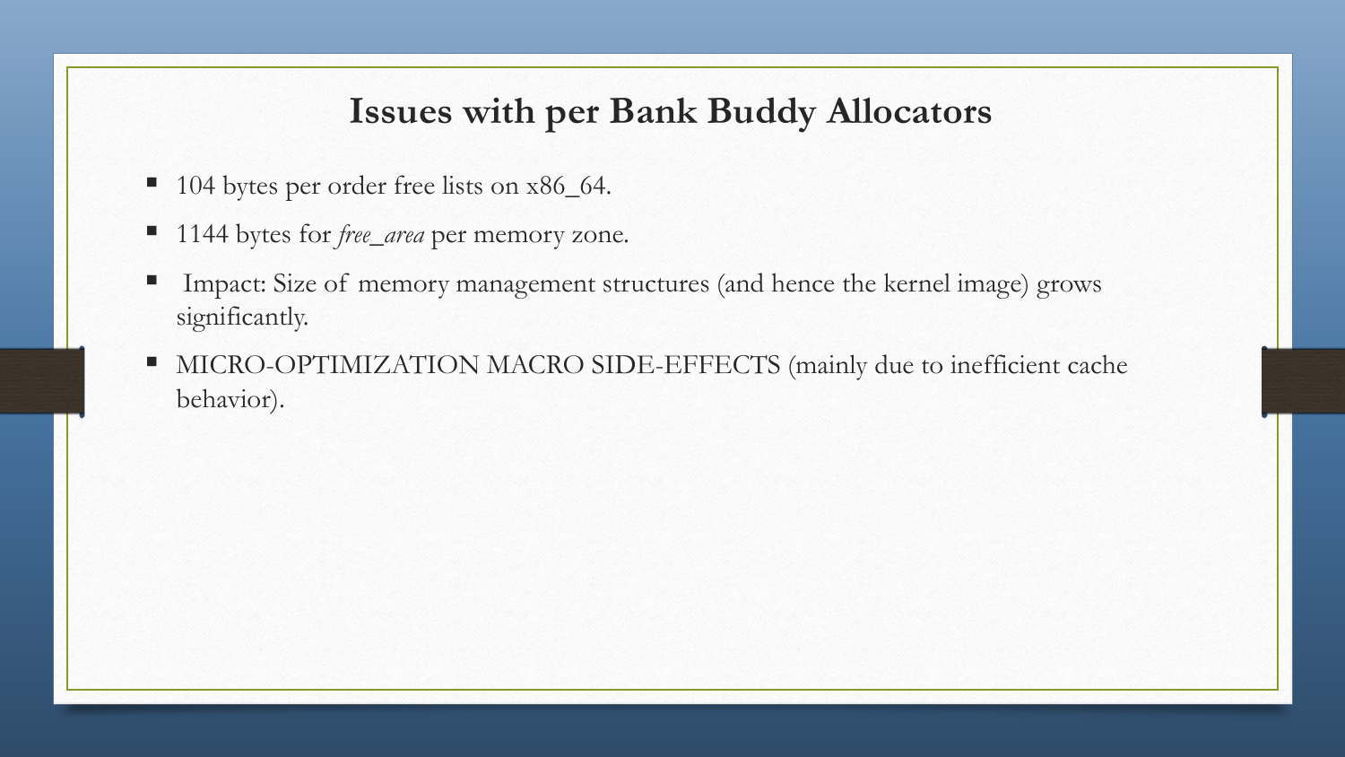# Issues with per Bank Buddy Allocators

- 104 bytes per order free lists on x86_64.
- 1144 bytes for *free_area* per memory zone.
- Impact: Size of memory management structures (and hence the kernel image) grows significantly.
- MICRO-OPTIMIZATION MACRO SIDE-EFFECTS (mainly due to inefficient cache behavior).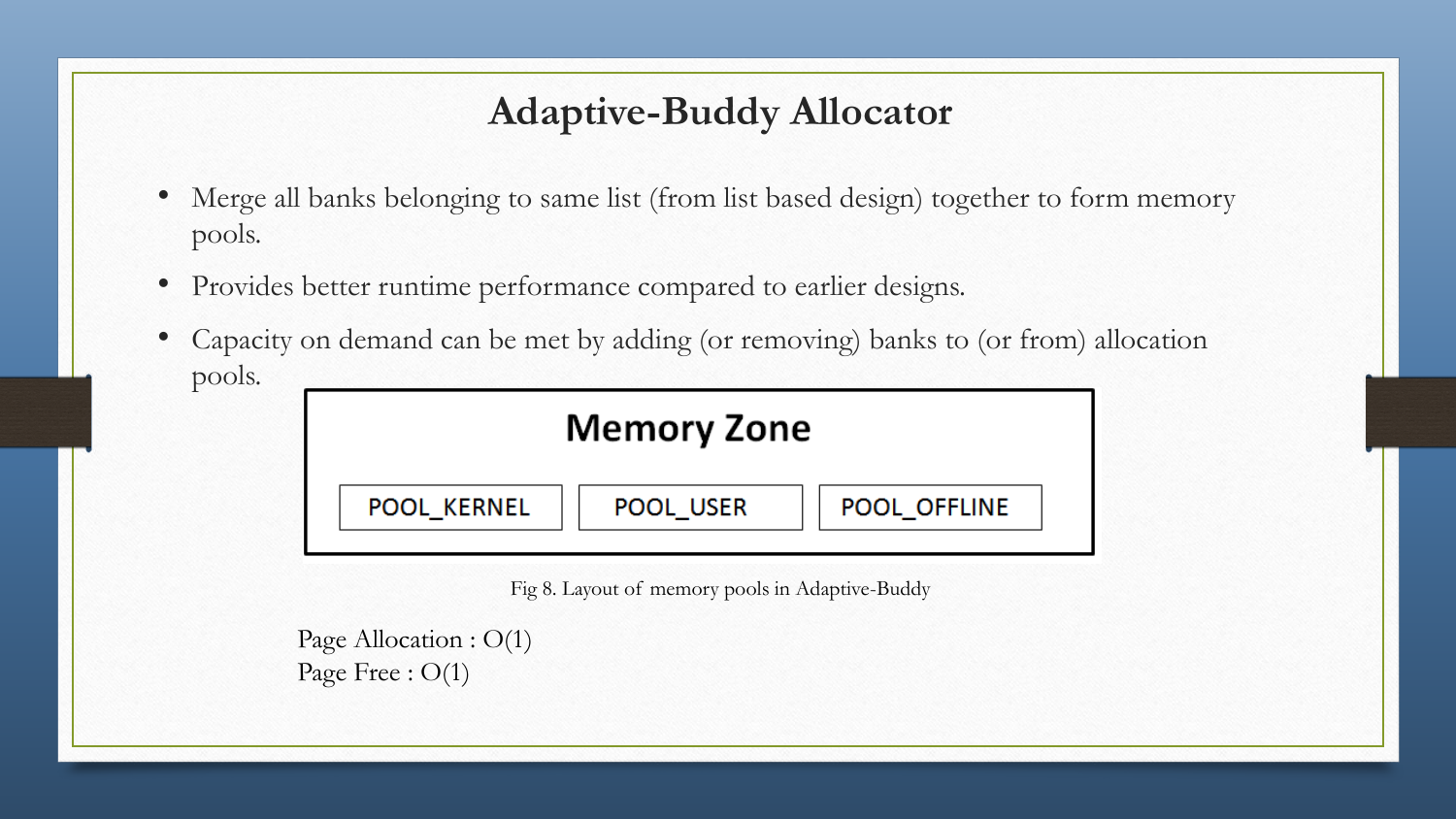# Adaptive-Buddy Allocator

- Merge all banks belonging to same list (from list based design) together to form memory pools.
- Provides better runtime performance compared to earlier designs.
- Capacity on demand can be met by adding (or removing) banks to (or from) allocation pools.

**Memory Zone**

| POOL_KERNEL | POOL_USER | POOL_OFFLINE |
| --- | --- | --- |

Fig 8. Layout of memory pools in Adaptive-Buddy

Page Allocation : O(1)
Page Free : O(1)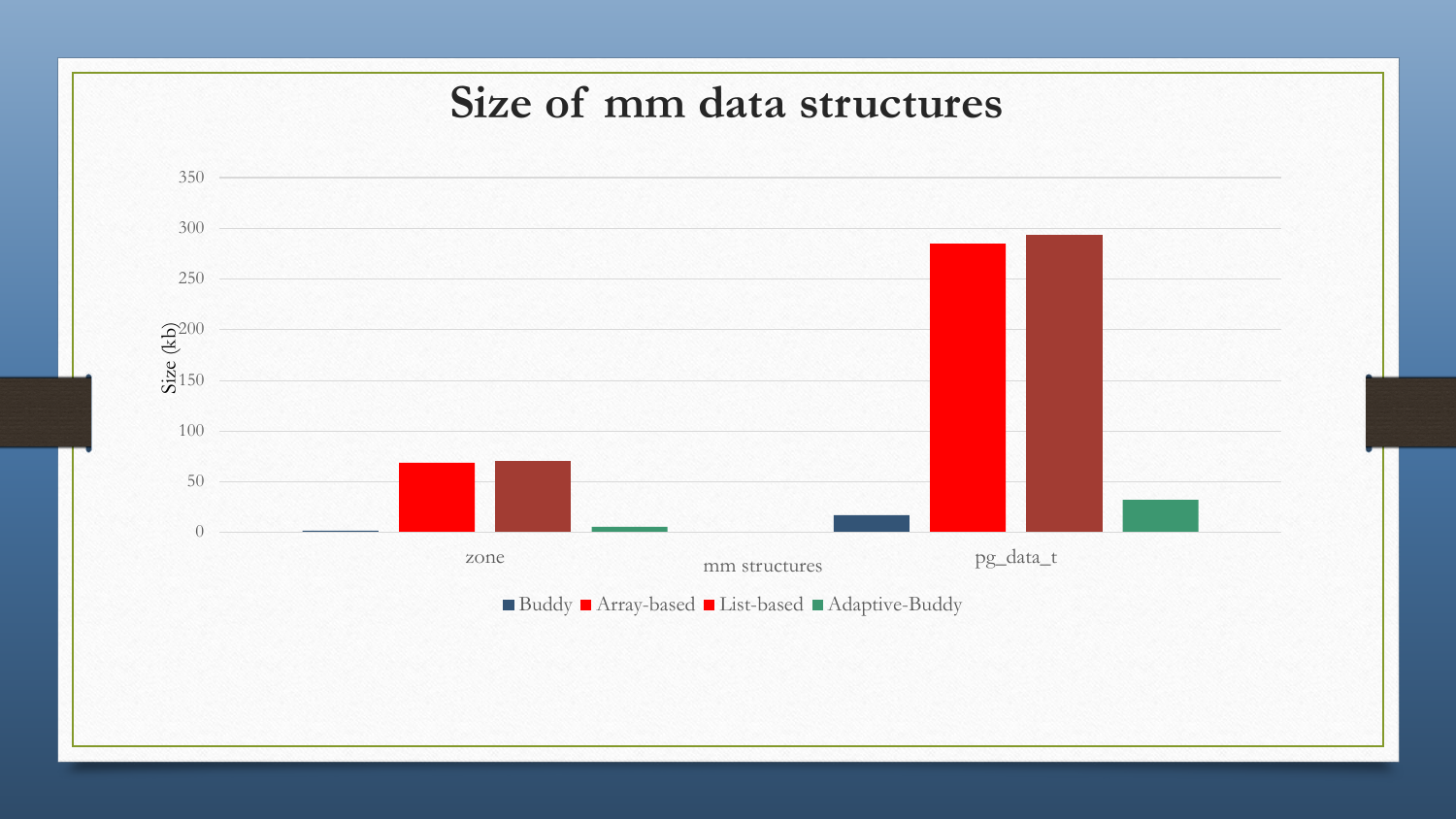# Size of mm data structures

Size (kb)

350
300
250
200
150
100
50
0

zone

pg_data_t

mm structures

■ Buddy ■ Array-based ■ List-based ■ Adaptive-Buddy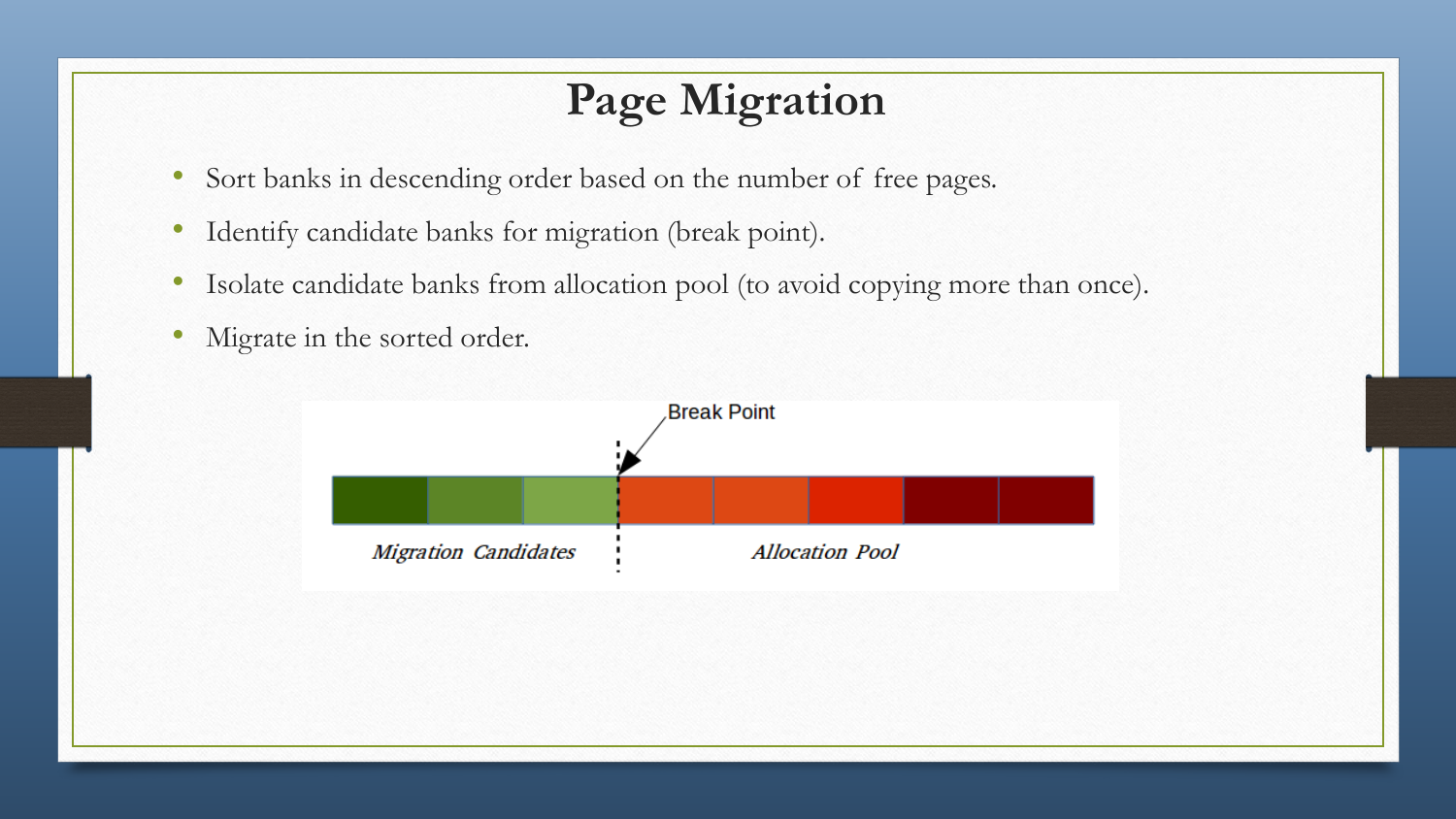# Page Migration

- Sort banks in descending order based on the number of free pages.
- Identify candidate banks for migration (break point).
- Isolate candidate banks from allocation pool (to avoid copying more than once).
- Migrate in the sorted order.

Break Point

*Migration Candidates* | *Allocation Pool*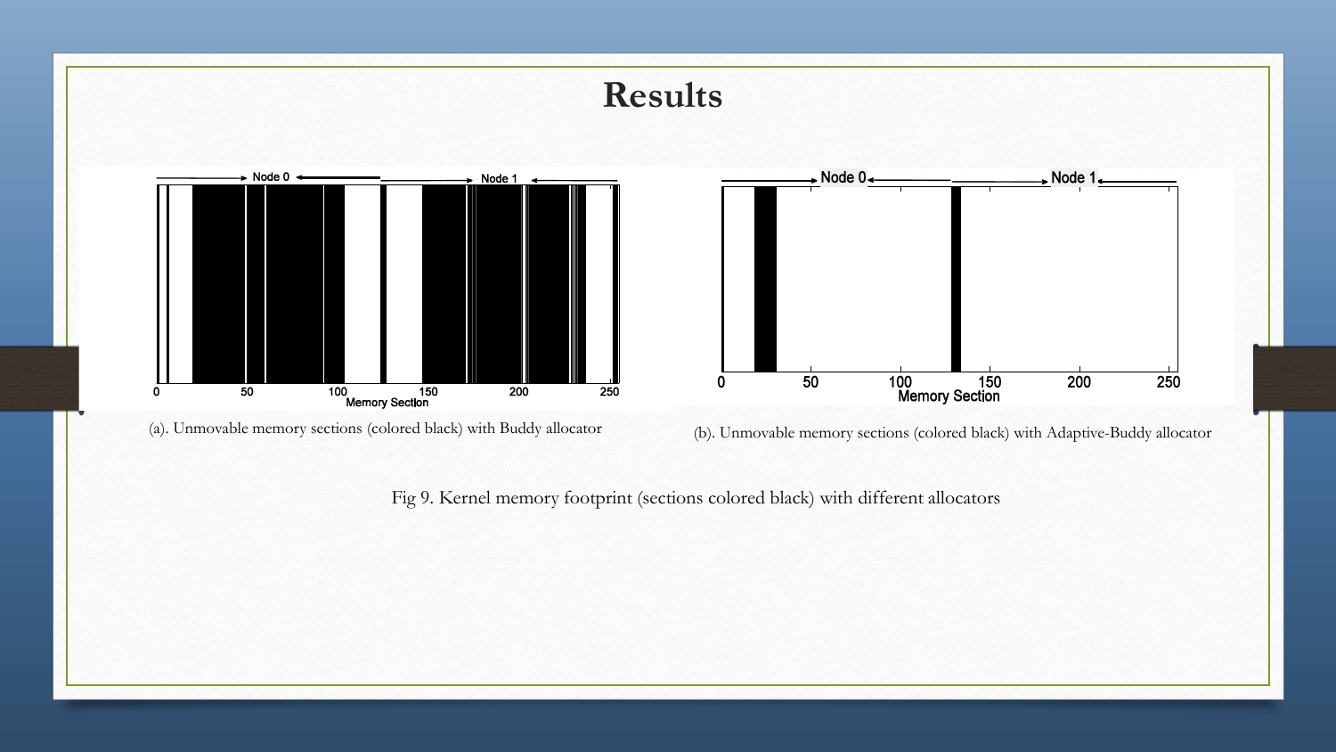# Results

(a). Unmovable memory sections (colored black) with Buddy allocator

(b). Unmovable memory sections (colored black) with Adaptive-Buddy allocator

Fig 9. Kernel memory footprint (sections colored black) with different allocators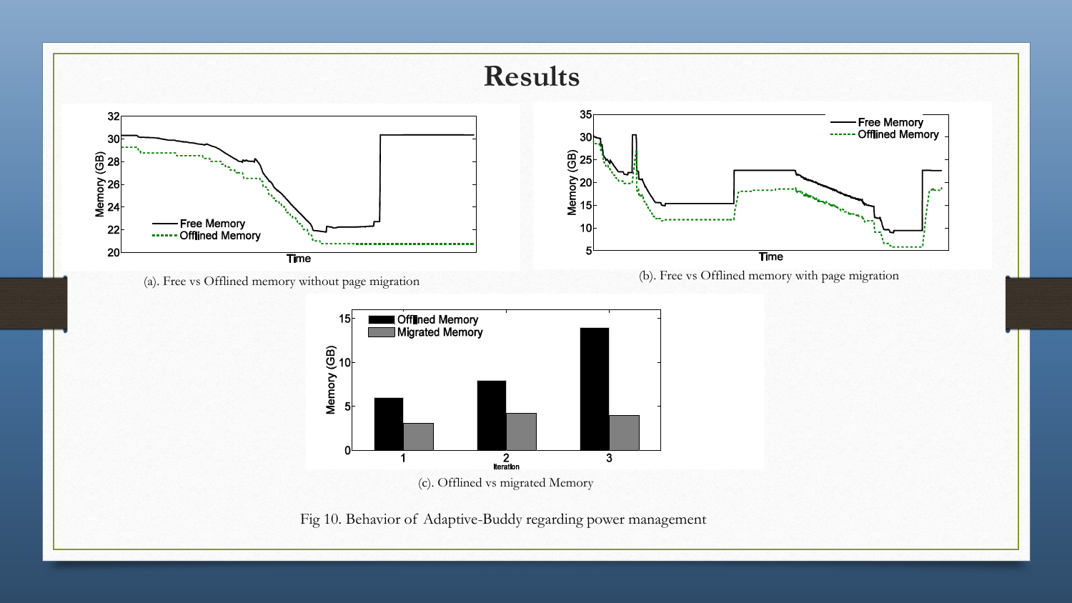# Results

(a). Free vs Offlined memory without page migration

(b). Free vs Offlined memory with page migration

(c). Offlined vs migrated Memory

Fig 10. Behavior of Adaptive-Buddy regarding power management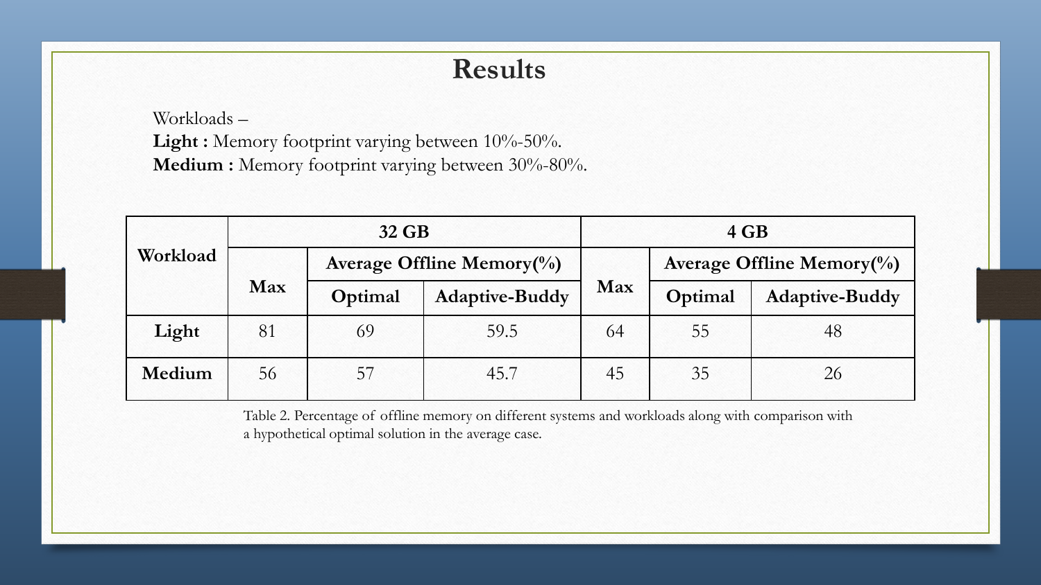# Results

Workloads –

**Light :** Memory footprint varying between 10%-50%.

**Medium :** Memory footprint varying between 30%-80%.

| Workload | 32 GB | | | 4 GB | | |
|---|---|---|---|---|---|---|
| | Max | Average Offline Memory(%) | | Max | Average Offline Memory(%) | |
| | | Optimal | Adaptive-Buddy | | Optimal | Adaptive-Buddy |
| **Light** | 81 | 69 | 59.5 | 64 | 55 | 48 |
| **Medium** | 56 | 57 | 45.7 | 45 | 35 | 26 |

Table 2. Percentage of offline memory on different systems and workloads along with comparison with a hypothetical optimal solution in the average case.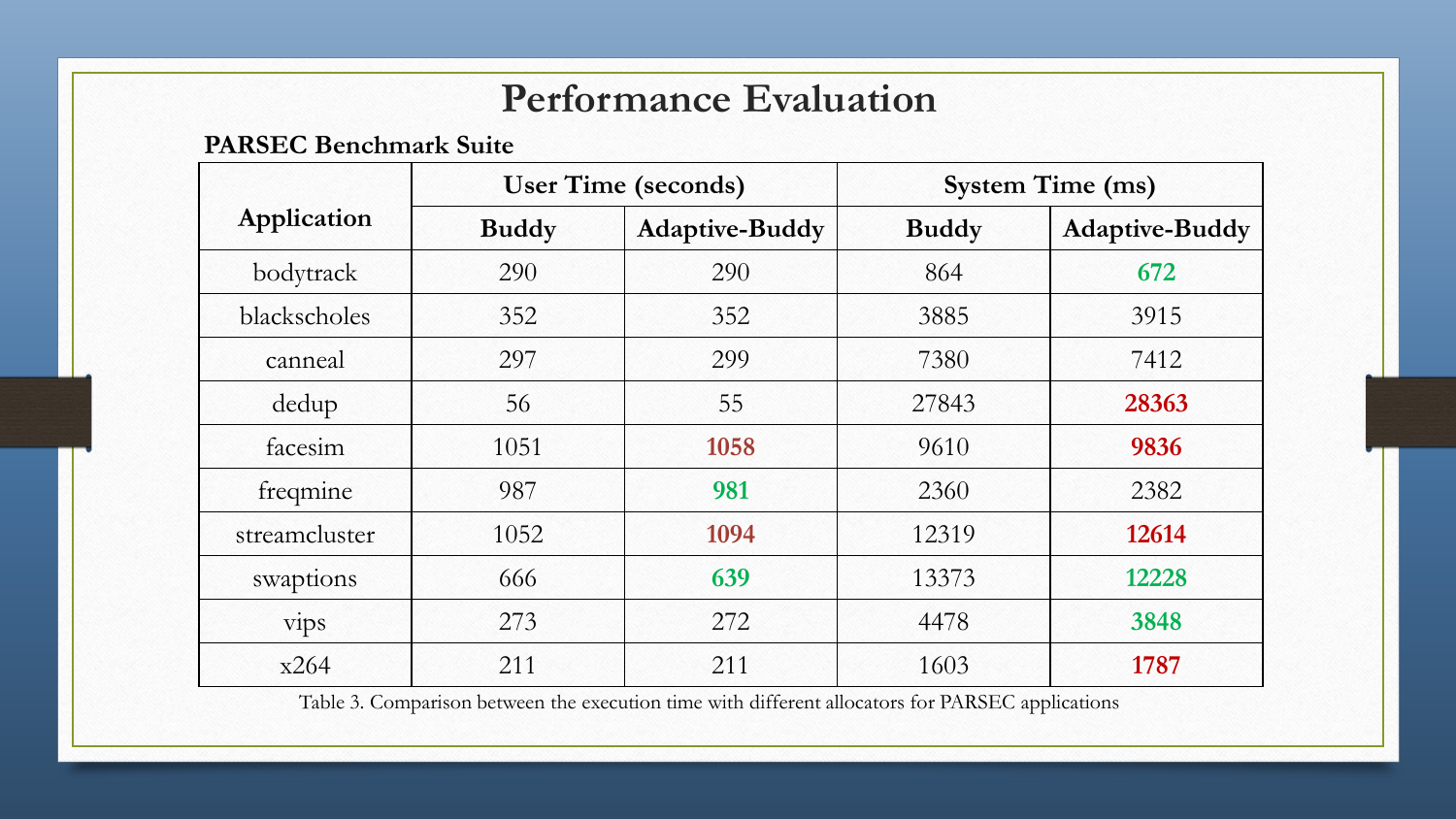# Performance Evaluation

**PARSEC Benchmark Suite**

| Application | User Time (seconds) | | System Time (ms) | |
|---|---|---|---|---|
| | Buddy | Adaptive-Buddy | Buddy | Adaptive-Buddy |
| bodytrack | 290 | 290 | 864 | **672** |
| blackscholes | 352 | 352 | 3885 | 3915 |
| canneal | 297 | 299 | 7380 | 7412 |
| dedup | 56 | 55 | 27843 | **28363** |
| facesim | 1051 | **1058** | 9610 | **9836** |
| freqmine | 987 | **981** | 2360 | 2382 |
| streamcluster | 1052 | **1094** | 12319 | **12614** |
| swaptions | 666 | **639** | 13373 | **12228** |
| vips | 273 | 272 | 4478 | **3848** |
| x264 | 211 | 211 | 1603 | **1787** |

Table 3. Comparison between the execution time with different allocators for PARSEC applications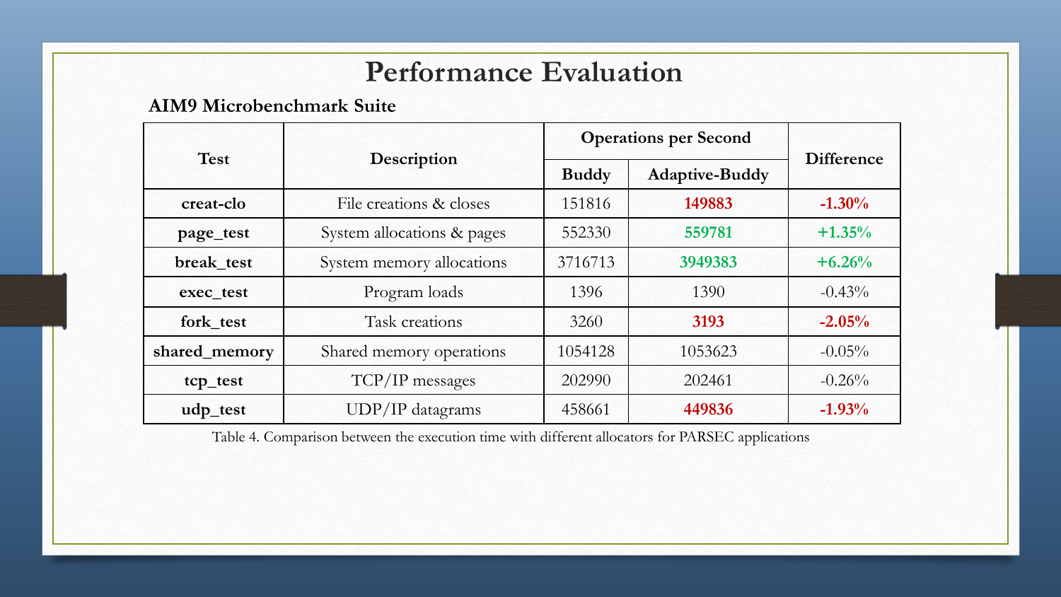# Performance Evaluation

### AIM9 Microbenchmark Suite

| Test | Description | Operations per Second | | Difference |
|---|---|---|---|---|
| | | Buddy | Adaptive-Buddy | |
| **creat-clo** | File creations & closes | 151816 | **149883** | **-1.30%** |
| **page_test** | System allocations & pages | 552330 | **559781** | **+1.35%** |
| **break_test** | System memory allocations | 3716713 | **3949383** | **+6.26%** |
| **exec_test** | Program loads | 1396 | 1390 | -0.43% |
| **fork_test** | Task creations | 3260 | **3193** | **-2.05%** |
| **shared_memory** | Shared memory operations | 1054128 | 1053623 | -0.05% |
| **tcp_test** | TCP/IP messages | 202990 | 202461 | -0.26% |
| **udp_test** | UDP/IP datagrams | 458661 | **449836** | **-1.93%** |

Table 4. Comparison between the execution time with different allocators for PARSEC applications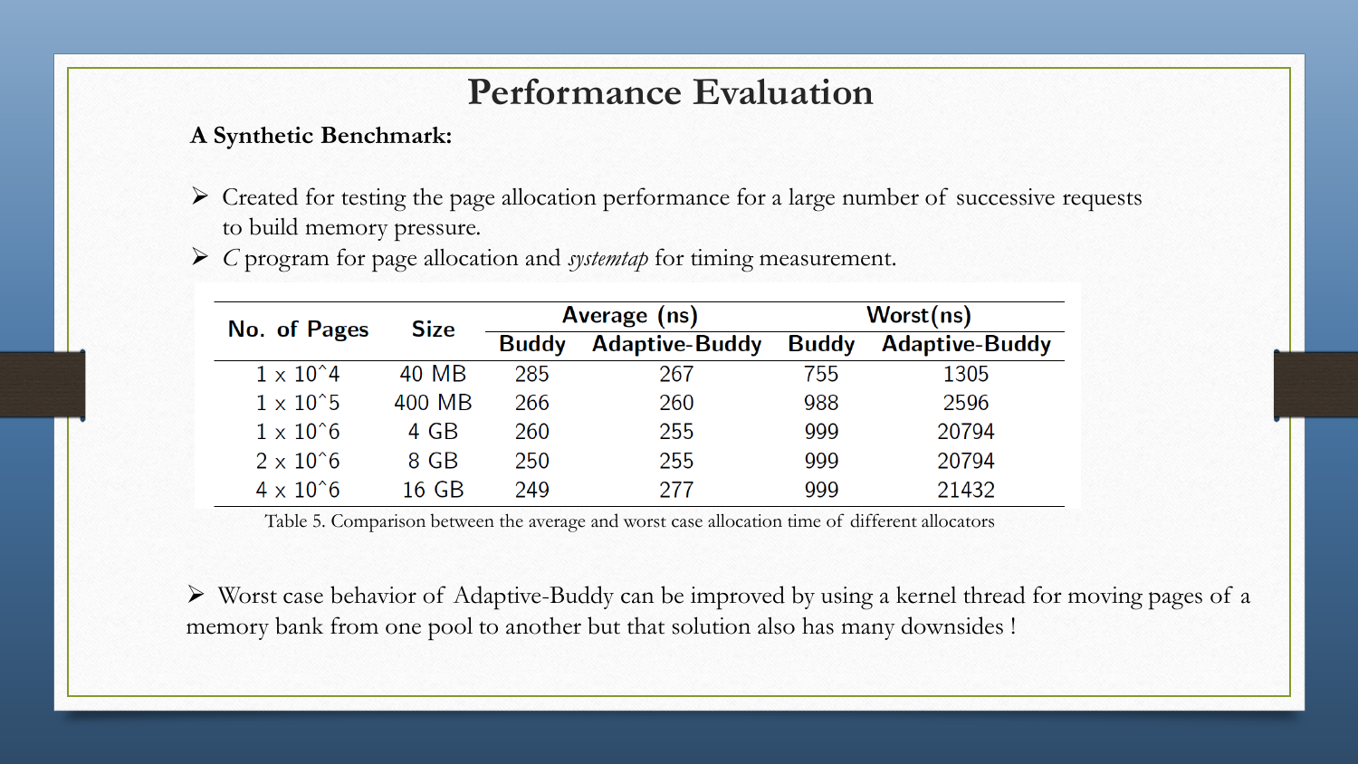# Performance Evaluation

**A Synthetic Benchmark:**

- Created for testing the page allocation performance for a large number of successive requests to build memory pressure.
- *C* program for page allocation and *systemtap* for timing measurement.

| No. of Pages | Size | Average (ns) | | Worst(ns) | |
|---|---|---|---|---|---|
| | | Buddy | Adaptive-Buddy | Buddy | Adaptive-Buddy |
| 1 x 10^4 | 40 MB | 285 | 267 | 755 | 1305 |
| 1 x 10^5 | 400 MB | 266 | 260 | 988 | 2596 |
| 1 x 10^6 | 4 GB | 260 | 255 | 999 | 20794 |
| 2 x 10^6 | 8 GB | 250 | 255 | 999 | 20794 |
| 4 x 10^6 | 16 GB | 249 | 277 | 999 | 21432 |

Table 5. Comparison between the average and worst case allocation time of different allocators

- Worst case behavior of Adaptive-Buddy can be improved by using a kernel thread for moving pages of a memory bank from one pool to another but that solution also has many downsides !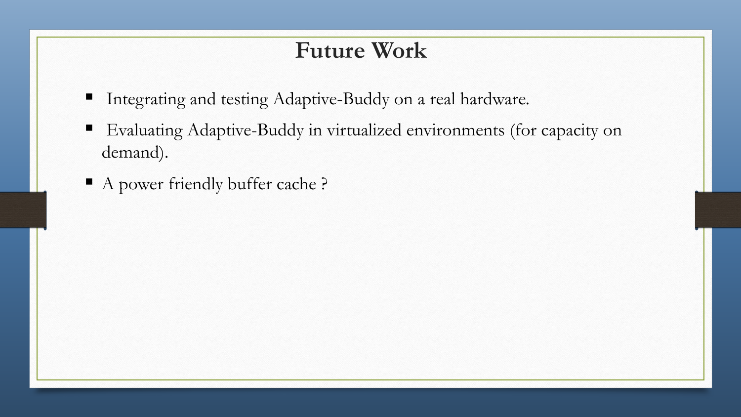# Future Work

- Integrating and testing Adaptive-Buddy on a real hardware.
- Evaluating Adaptive-Buddy in virtualized environments (for capacity on demand).
- A power friendly buffer cache ?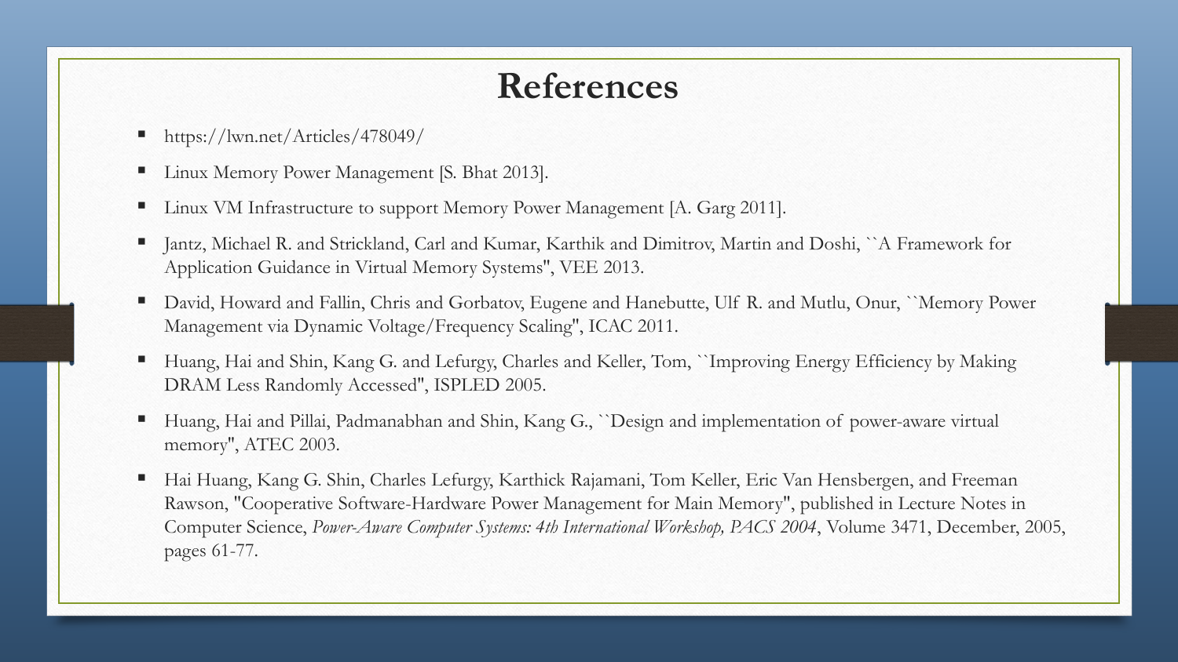# References

- https://lwn.net/Articles/478049/
- Linux Memory Power Management [S. Bhat 2013].
- Linux VM Infrastructure to support Memory Power Management [A. Garg 2011].
- Jantz, Michael R. and Strickland, Carl and Kumar, Karthik and Dimitrov, Martin and Doshi, ``A Framework for Application Guidance in Virtual Memory Systems'', VEE 2013.
- David, Howard and Fallin, Chris and Gorbatov, Eugene and Hanebutte, Ulf R. and Mutlu, Onur, ``Memory Power Management via Dynamic Voltage/Frequency Scaling'', ICAC 2011.
- Huang, Hai and Shin, Kang G. and Lefurgy, Charles and Keller, Tom, ``Improving Energy Efficiency by Making DRAM Less Randomly Accessed'', ISPLED 2005.
- Huang, Hai and Pillai, Padmanabhan and Shin, Kang G., ``Design and implementation of power-aware virtual memory'', ATEC 2003.
- Hai Huang, Kang G. Shin, Charles Lefurgy, Karthick Rajamani, Tom Keller, Eric Van Hensbergen, and Freeman Rawson, "Cooperative Software-Hardware Power Management for Main Memory", published in Lecture Notes in Computer Science, *Power-Aware Computer Systems: 4th International Workshop, PACS 2004*, Volume 3471, December, 2005, pages 61-77.